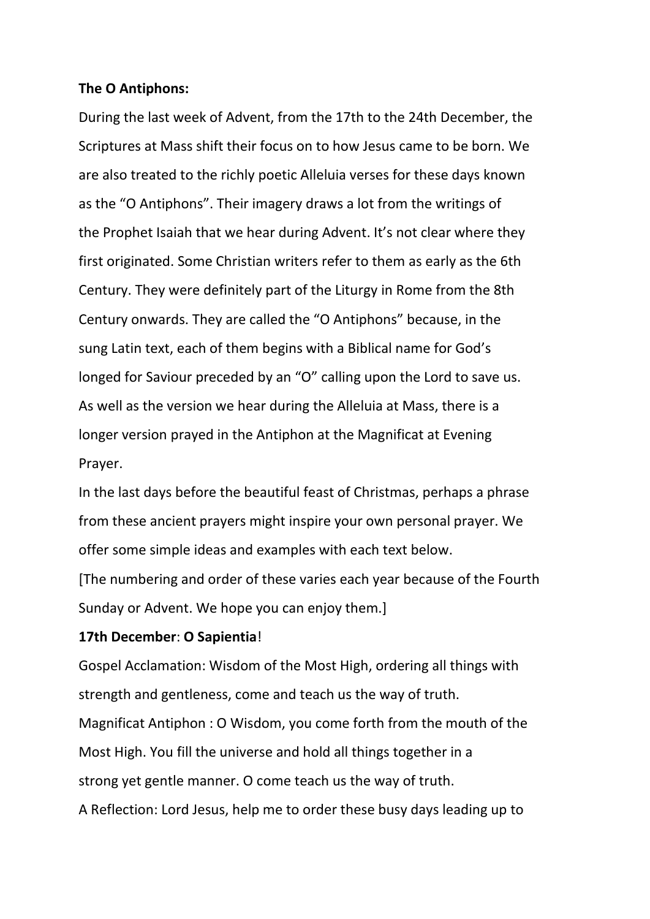**The O Antiphons:**

During the last week of Advent, from the 17th to the 24th December, the Scriptures at Mass shift their focus on to how Jesus came to be born. We are also treated to the richly poetic Alleluia verses for these days known as the "O Antiphons". Their imagery draws a lot from the writings of the Prophet Isaiah that we hear during Advent. It's not clear where they first originated. Some Christian writers refer to them as early as the 6th Century. They were definitely part of the Liturgy in Rome from the 8th Century onwards. They are called the "O Antiphons" because, in the sung Latin text, each of them begins with a Biblical name for God's longed for Saviour preceded by an "O" calling upon the Lord to save us. As well as the version we hear during the Alleluia at Mass, there is a longer version prayed in the Antiphon at the Magnificat at Evening Prayer.

In the last days before the beautiful feast of Christmas, perhaps a phrase from these ancient prayers might inspire your own personal prayer. We offer some simple ideas and examples with each text below.

[The numbering and order of these varies each year because of the Fourth Sunday or Advent. We hope you can enjoy them.]

**17th December**: **O Sapientia**!

Gospel Acclamation: Wisdom of the Most High, ordering all things with strength and gentleness, come and teach us the way of truth.

Magnificat Antiphon : O Wisdom, you come forth from the mouth of the Most High. You fill the universe and hold all things together in a strong yet gentle manner. O come teach us the way of truth.

A Reflection: Lord Jesus, help me to order these busy days leading up to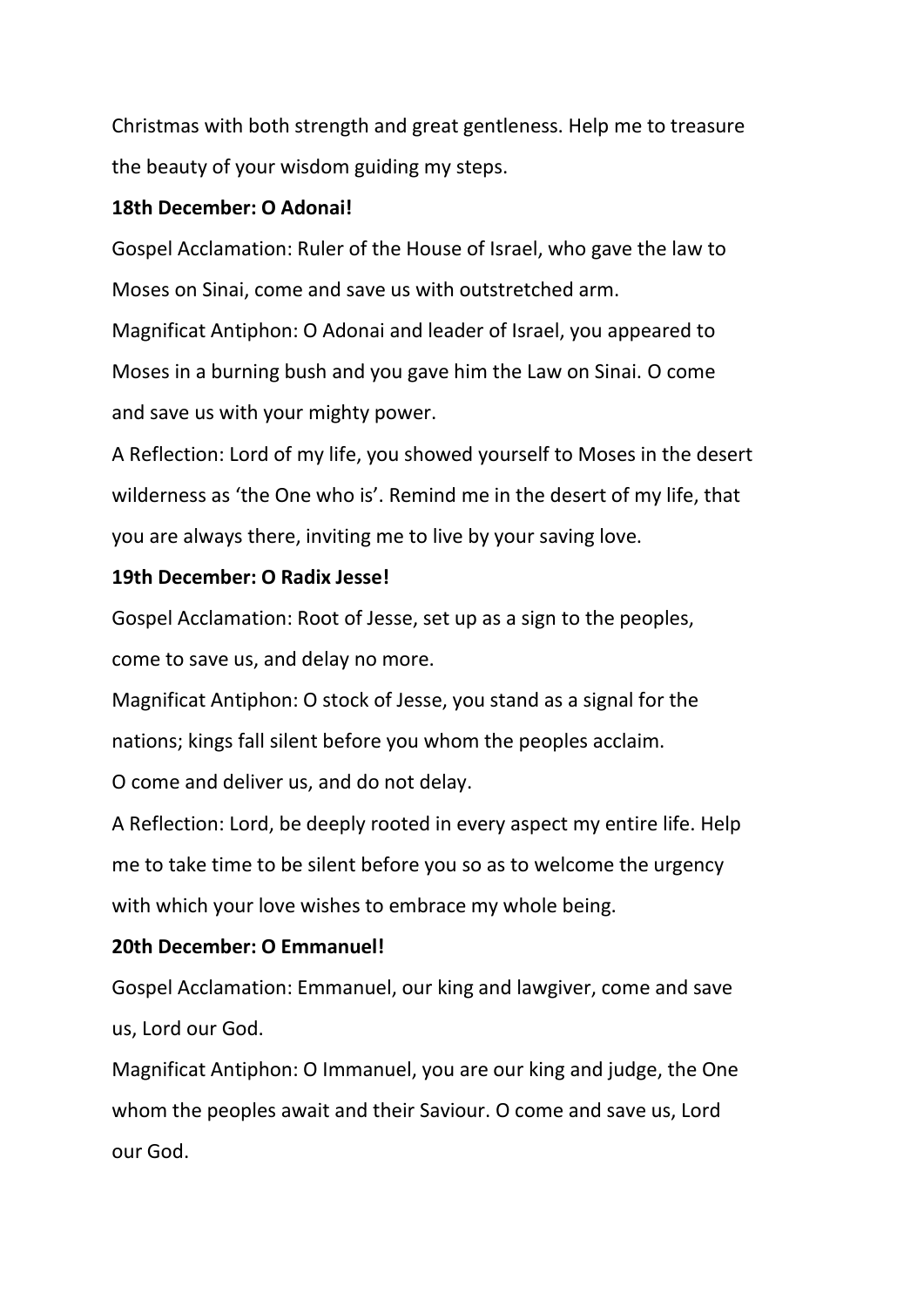Christmas with both strength and great gentleness. Help me to treasure the beauty of your wisdom guiding my steps.

**18th December: O Adonai!**

Gospel Acclamation: Ruler of the House of Israel, who gave the law to Moses on Sinai, come and save us with outstretched arm.

Magnificat Antiphon: O Adonai and leader of Israel, you appeared to Moses in a burning bush and you gave him the Law on Sinai. O come and save us with your mighty power.

A Reflection: Lord of my life, you showed yourself to Moses in the desert wilderness as 'the One who is'. Remind me in the desert of my life, that you are always there, inviting me to live by your saving love.

**19th December: O Radix Jesse!**

Gospel Acclamation: Root of Jesse, set up as a sign to the peoples, come to save us, and delay no more.

Magnificat Antiphon: O stock of Jesse, you stand as a signal for the nations; kings fall silent before you whom the peoples acclaim.
O come and deliver us, and do not delay.

A Reflection: Lord, be deeply rooted in every aspect my entire life. Help me to take time to be silent before you so as to welcome the urgency with which your love wishes to embrace my whole being.

**20th December: O Emmanuel!**

Gospel Acclamation: Emmanuel, our king and lawgiver, come and save us, Lord our God.

Magnificat Antiphon: O Immanuel, you are our king and judge, the One whom the peoples await and their Saviour. O come and save us, Lord our God.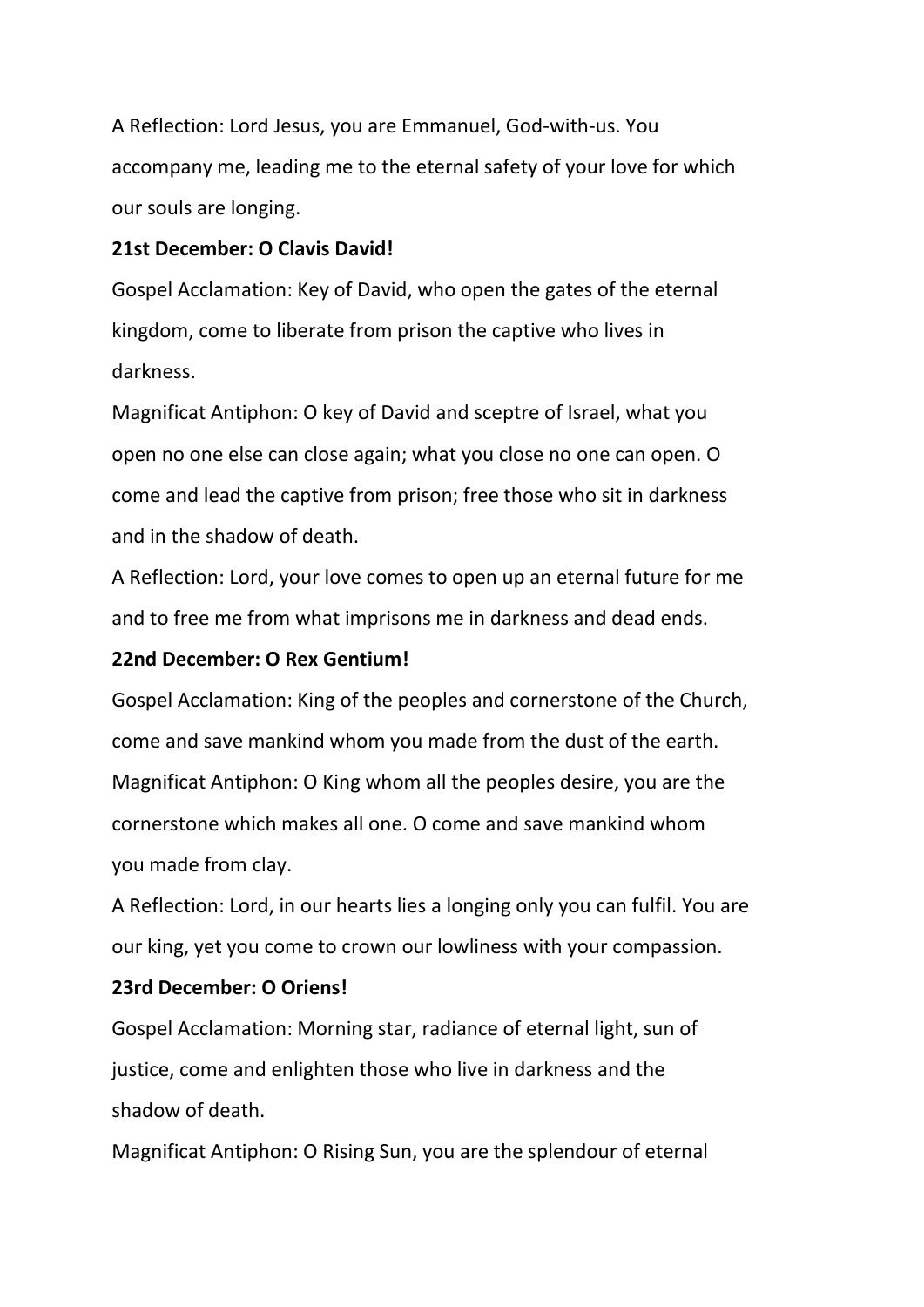A Reflection: Lord Jesus, you are Emmanuel, God-with-us. You accompany me, leading me to the eternal safety of your love for which our souls are longing.

**21st December: O Clavis David!**

Gospel Acclamation: Key of David, who open the gates of the eternal kingdom, come to liberate from prison the captive who lives in darkness.

Magnificat Antiphon: O key of David and sceptre of Israel, what you open no one else can close again; what you close no one can open. O come and lead the captive from prison; free those who sit in darkness and in the shadow of death.

A Reflection: Lord, your love comes to open up an eternal future for me and to free me from what imprisons me in darkness and dead ends.

**22nd December: O Rex Gentium!**

Gospel Acclamation: King of the peoples and cornerstone of the Church, come and save mankind whom you made from the dust of the earth.

Magnificat Antiphon: O King whom all the peoples desire, you are the cornerstone which makes all one. O come and save mankind whom you made from clay.

A Reflection: Lord, in our hearts lies a longing only you can fulfil. You are our king, yet you come to crown our lowliness with your compassion.

**23rd December: O Oriens!**

Gospel Acclamation: Morning star, radiance of eternal light, sun of justice, come and enlighten those who live in darkness and the shadow of death.

Magnificat Antiphon: O Rising Sun, you are the splendour of eternal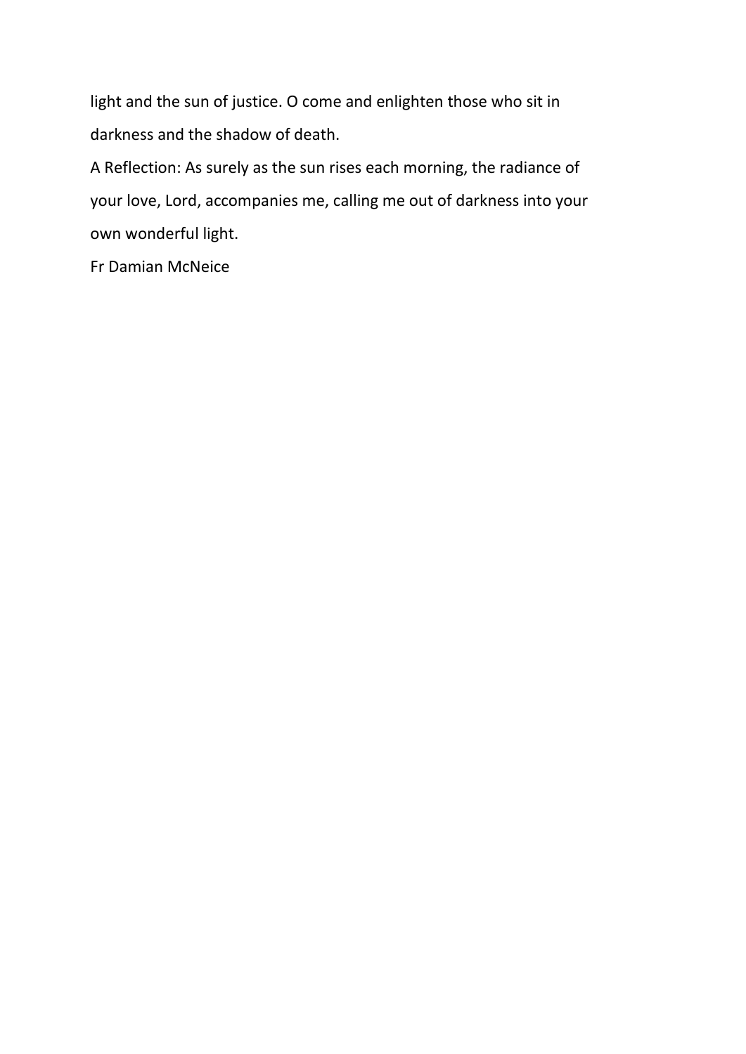light and the sun of justice. O come and enlighten those who sit in darkness and the shadow of death.

A Reflection: As surely as the sun rises each morning, the radiance of your love, Lord, accompanies me, calling me out of darkness into your own wonderful light.

Fr Damian McNeice